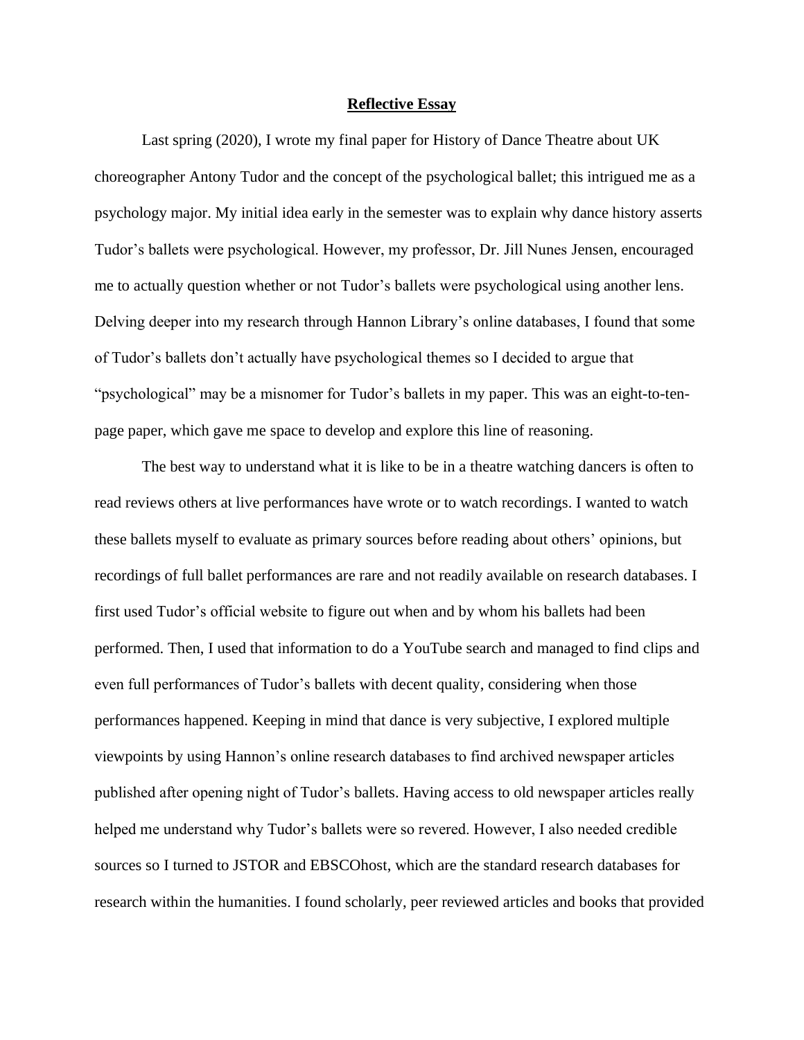**Reflective Essay**

Last spring (2020), I wrote my final paper for History of Dance Theatre about UK choreographer Antony Tudor and the concept of the psychological ballet; this intrigued me as a psychology major. My initial idea early in the semester was to explain why dance history asserts Tudor's ballets were psychological. However, my professor, Dr. Jill Nunes Jensen, encouraged me to actually question whether or not Tudor's ballets were psychological using another lens. Delving deeper into my research through Hannon Library's online databases, I found that some of Tudor's ballets don't actually have psychological themes so I decided to argue that "psychological" may be a misnomer for Tudor's ballets in my paper. This was an eight-to-ten-page paper, which gave me space to develop and explore this line of reasoning.

The best way to understand what it is like to be in a theatre watching dancers is often to read reviews others at live performances have wrote or to watch recordings. I wanted to watch these ballets myself to evaluate as primary sources before reading about others' opinions, but recordings of full ballet performances are rare and not readily available on research databases. I first used Tudor's official website to figure out when and by whom his ballets had been performed. Then, I used that information to do a YouTube search and managed to find clips and even full performances of Tudor's ballets with decent quality, considering when those performances happened. Keeping in mind that dance is very subjective, I explored multiple viewpoints by using Hannon's online research databases to find archived newspaper articles published after opening night of Tudor's ballets. Having access to old newspaper articles really helped me understand why Tudor's ballets were so revered. However, I also needed credible sources so I turned to JSTOR and EBSCOhost, which are the standard research databases for research within the humanities. I found scholarly, peer reviewed articles and books that provided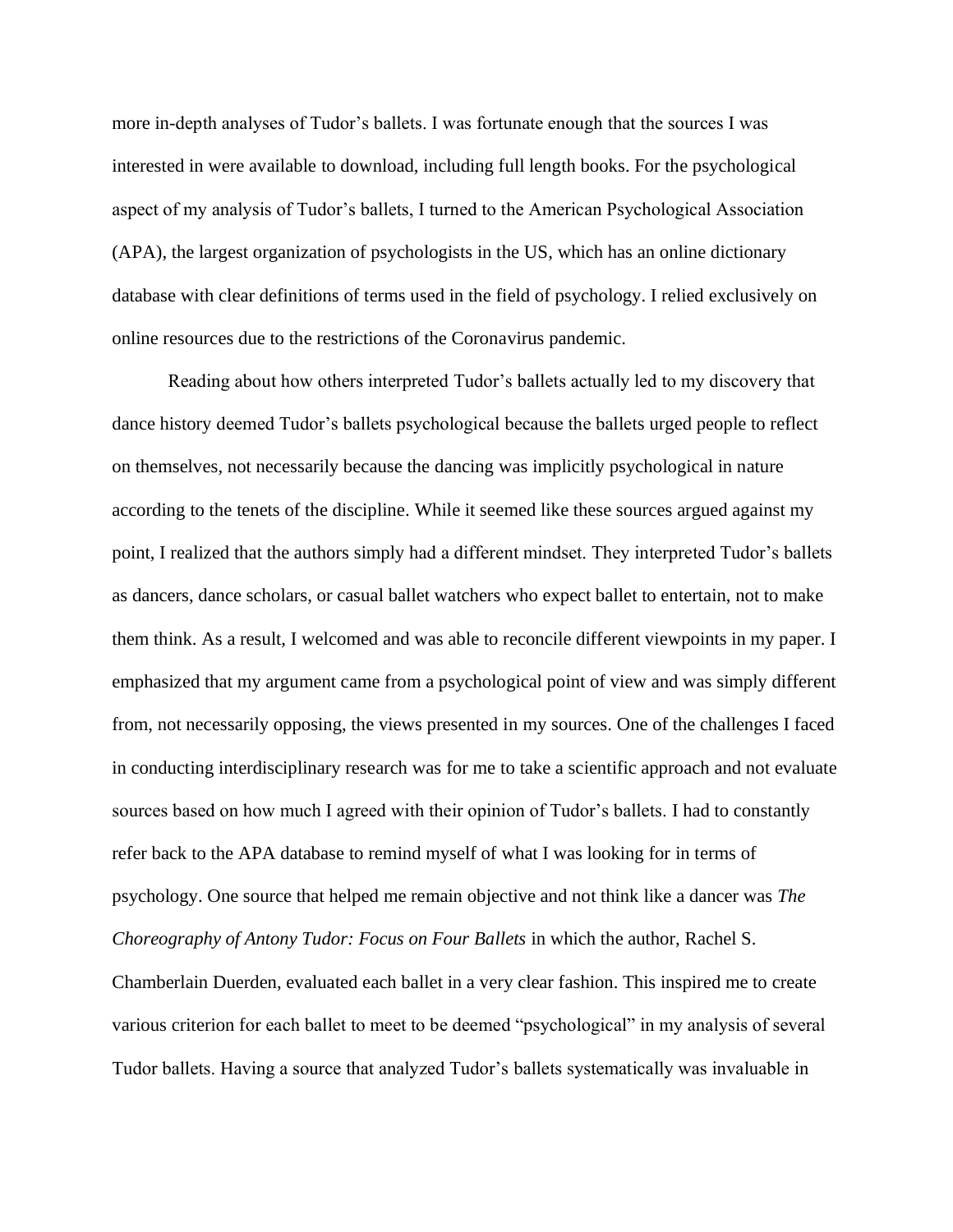more in-depth analyses of Tudor's ballets. I was fortunate enough that the sources I was interested in were available to download, including full length books. For the psychological aspect of my analysis of Tudor's ballets, I turned to the American Psychological Association (APA), the largest organization of psychologists in the US, which has an online dictionary database with clear definitions of terms used in the field of psychology. I relied exclusively on online resources due to the restrictions of the Coronavirus pandemic.

Reading about how others interpreted Tudor's ballets actually led to my discovery that dance history deemed Tudor's ballets psychological because the ballets urged people to reflect on themselves, not necessarily because the dancing was implicitly psychological in nature according to the tenets of the discipline. While it seemed like these sources argued against my point, I realized that the authors simply had a different mindset. They interpreted Tudor's ballets as dancers, dance scholars, or casual ballet watchers who expect ballet to entertain, not to make them think. As a result, I welcomed and was able to reconcile different viewpoints in my paper. I emphasized that my argument came from a psychological point of view and was simply different from, not necessarily opposing, the views presented in my sources. One of the challenges I faced in conducting interdisciplinary research was for me to take a scientific approach and not evaluate sources based on how much I agreed with their opinion of Tudor's ballets. I had to constantly refer back to the APA database to remind myself of what I was looking for in terms of psychology. One source that helped me remain objective and not think like a dancer was *The Choreography of Antony Tudor: Focus on Four Ballets* in which the author, Rachel S. Chamberlain Duerden, evaluated each ballet in a very clear fashion. This inspired me to create various criterion for each ballet to meet to be deemed "psychological" in my analysis of several Tudor ballets. Having a source that analyzed Tudor's ballets systematically was invaluable in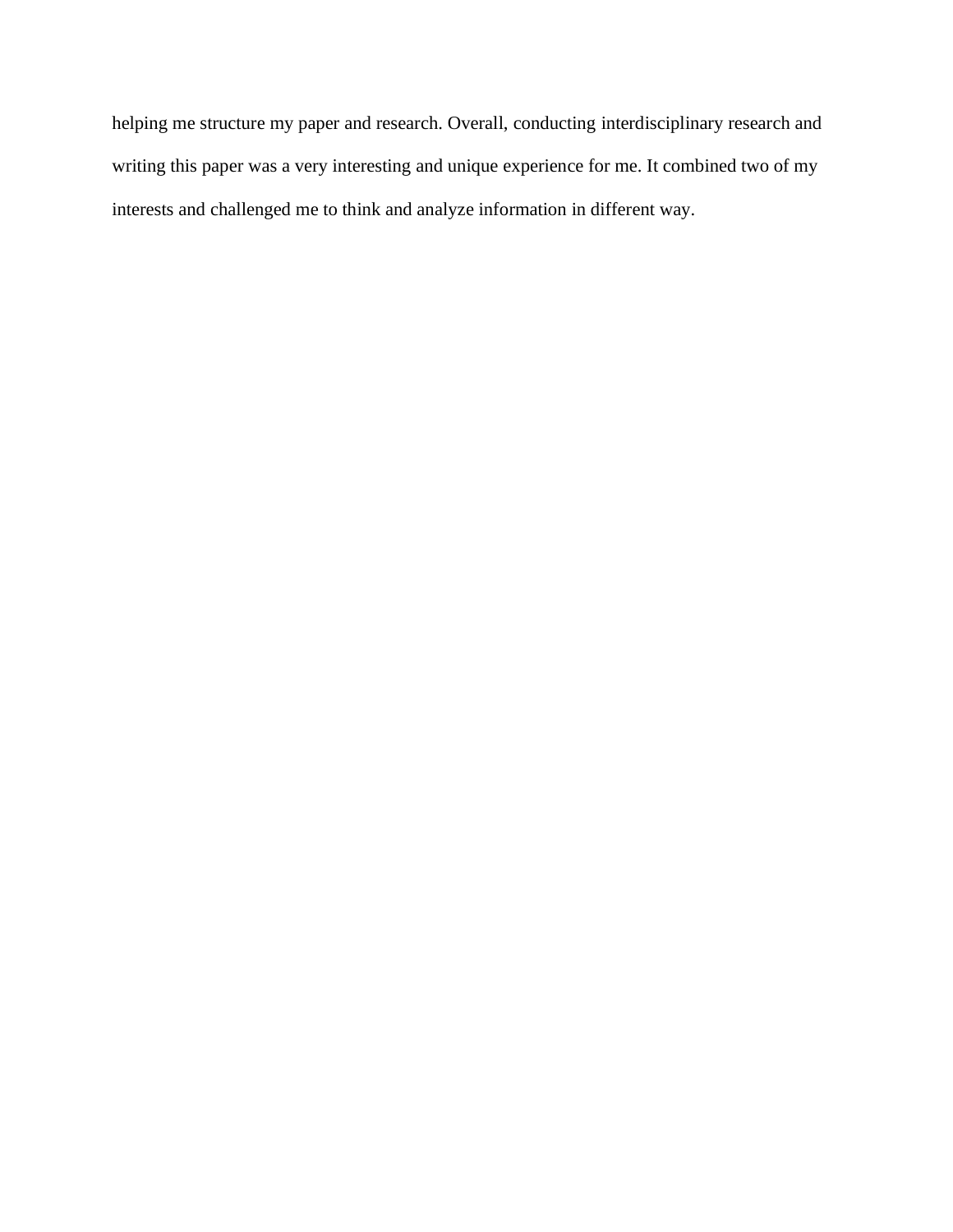helping me structure my paper and research. Overall, conducting interdisciplinary research and writing this paper was a very interesting and unique experience for me. It combined two of my interests and challenged me to think and analyze information in different way.